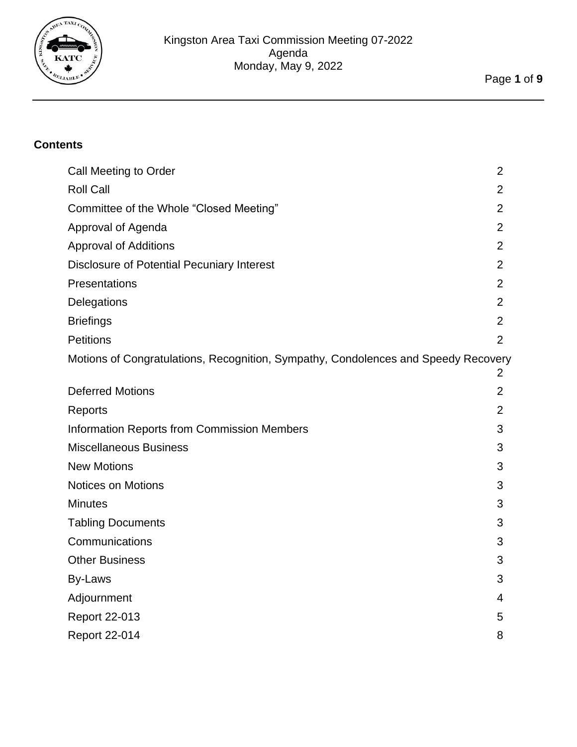Kingston Area Taxi Commission Meeting 07-2022
Agenda
Monday, May 9, 2022

## Contents

| | |
|---|---|
| Call Meeting to Order | 2 |
| Roll Call | 2 |
| Committee of the Whole "Closed Meeting" | 2 |
| Approval of Agenda | 2 |
| Approval of Additions | 2 |
| Disclosure of Potential Pecuniary Interest | 2 |
| Presentations | 2 |
| Delegations | 2 |
| Briefings | 2 |
| Petitions | 2 |
| Motions of Congratulations, Recognition, Sympathy, Condolences and Speedy Recovery | 2 |
| Deferred Motions | 2 |
| Reports | 2 |
| Information Reports from Commission Members | 3 |
| Miscellaneous Business | 3 |
| New Motions | 3 |
| Notices on Motions | 3 |
| Minutes | 3 |
| Tabling Documents | 3 |
| Communications | 3 |
| Other Business | 3 |
| By-Laws | 3 |
| Adjournment | 4 |
| Report 22-013 | 5 |
| Report 22-014 | 8 |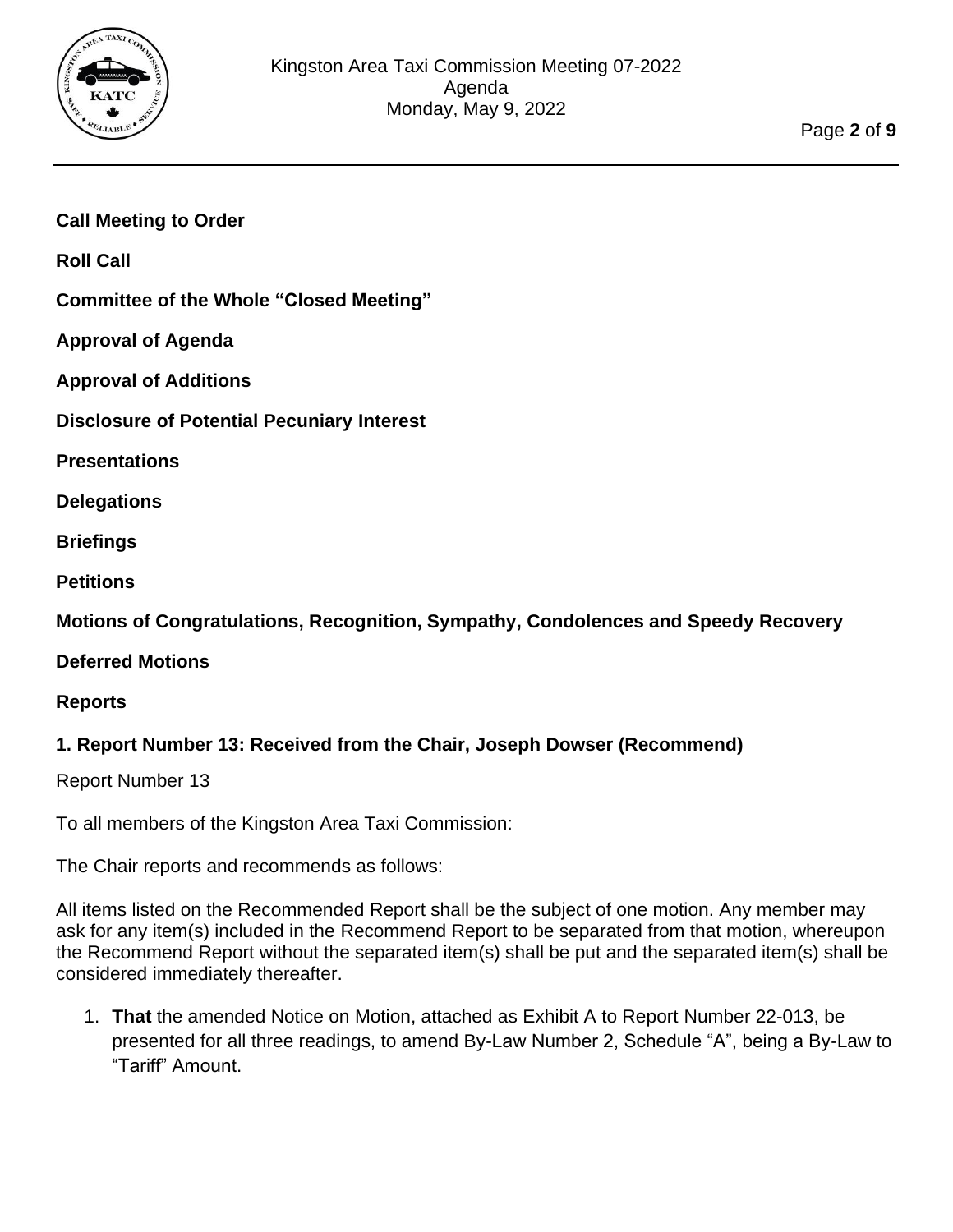**Call Meeting to Order**

**Roll Call**

**Committee of the Whole "Closed Meeting"**

**Approval of Agenda**

**Approval of Additions**

**Disclosure of Potential Pecuniary Interest**

**Presentations**

**Delegations**

**Briefings**

**Petitions**

**Motions of Congratulations, Recognition, Sympathy, Condolences and Speedy Recovery**

**Deferred Motions**

**Reports**

**1. Report Number 13: Received from the Chair, Joseph Dowser (Recommend)**

Report Number 13

To all members of the Kingston Area Taxi Commission:

The Chair reports and recommends as follows:

All items listed on the Recommended Report shall be the subject of one motion. Any member may ask for any item(s) included in the Recommend Report to be separated from that motion, whereupon the Recommend Report without the separated item(s) shall be put and the separated item(s) shall be considered immediately thereafter.

1. **That** the amended Notice on Motion, attached as Exhibit A to Report Number 22-013, be presented for all three readings, to amend By-Law Number 2, Schedule "A", being a By-Law to "Tariff" Amount.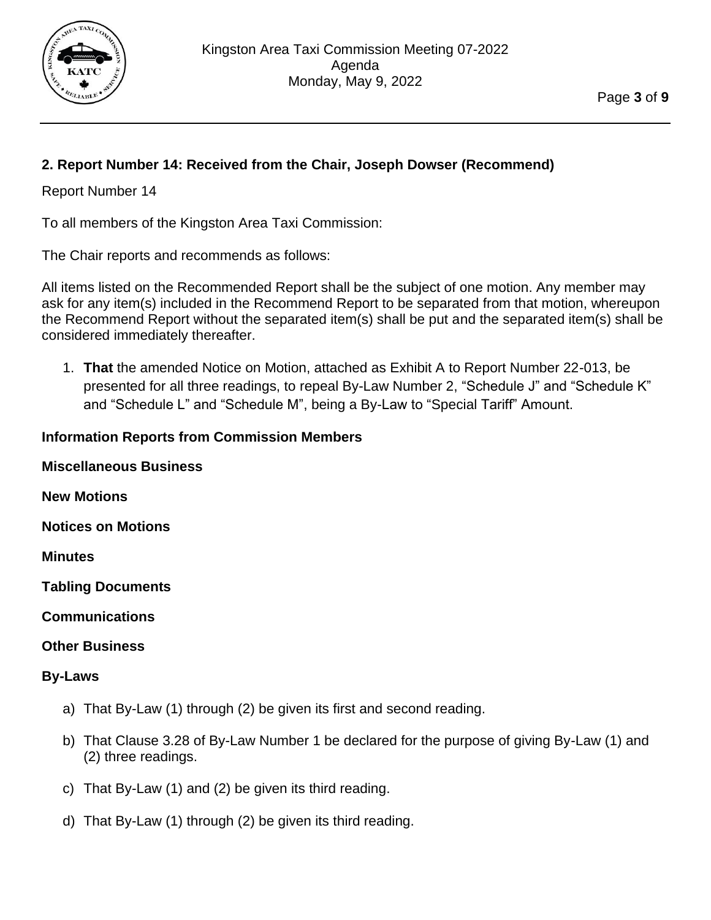## 2. Report Number 14: Received from the Chair, Joseph Dowser (Recommend)

Report Number 14

To all members of the Kingston Area Taxi Commission:

The Chair reports and recommends as follows:

All items listed on the Recommended Report shall be the subject of one motion. Any member may ask for any item(s) included in the Recommend Report to be separated from that motion, whereupon the Recommend Report without the separated item(s) shall be put and the separated item(s) shall be considered immediately thereafter.

1. **That** the amended Notice on Motion, attached as Exhibit A to Report Number 22-013, be presented for all three readings, to repeal By-Law Number 2, "Schedule J" and "Schedule K" and "Schedule L" and "Schedule M", being a By-Law to "Special Tariff" Amount.

**Information Reports from Commission Members**

**Miscellaneous Business**

**New Motions**

**Notices on Motions**

**Minutes**

**Tabling Documents**

**Communications**

**Other Business**

**By-Laws**

a) That By-Law (1) through (2) be given its first and second reading.

b) That Clause 3.28 of By-Law Number 1 be declared for the purpose of giving By-Law (1) and (2) three readings.

c) That By-Law (1) and (2) be given its third reading.

d) That By-Law (1) through (2) be given its third reading.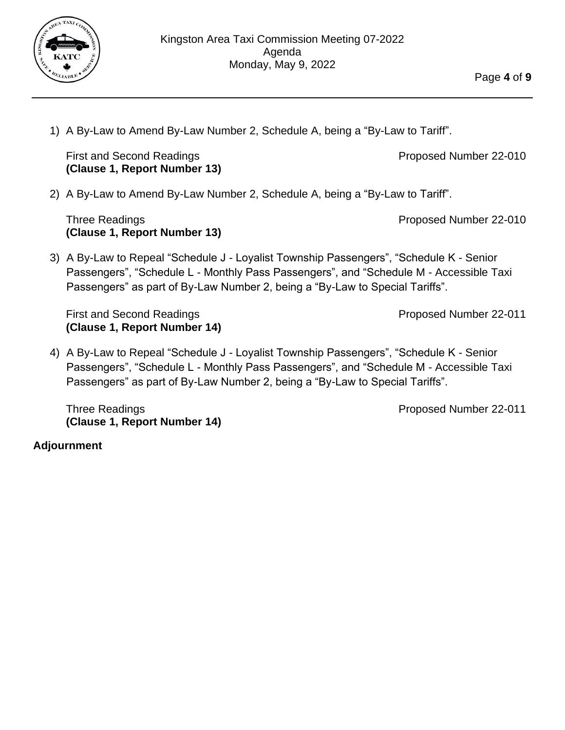1) A By-Law to Amend By-Law Number 2, Schedule A, being a “By-Law to Tariff”.

   First and Second Readings — Proposed Number 22-010
   **(Clause 1, Report Number 13)**

2) A By-Law to Amend By-Law Number 2, Schedule A, being a “By-Law to Tariff”.

   Three Readings — Proposed Number 22-010
   **(Clause 1, Report Number 13)**

3) A By-Law to Repeal “Schedule J - Loyalist Township Passengers”, “Schedule K - Senior Passengers”, “Schedule L - Monthly Pass Passengers”, and “Schedule M - Accessible Taxi Passengers” as part of By-Law Number 2, being a “By-Law to Special Tariffs”.

   First and Second Readings — Proposed Number 22-011
   **(Clause 1, Report Number 14)**

4) A By-Law to Repeal “Schedule J - Loyalist Township Passengers”, “Schedule K - Senior Passengers”, “Schedule L - Monthly Pass Passengers”, and “Schedule M - Accessible Taxi Passengers” as part of By-Law Number 2, being a “By-Law to Special Tariffs”.

   Three Readings — Proposed Number 22-011
   **(Clause 1, Report Number 14)**

**Adjournment**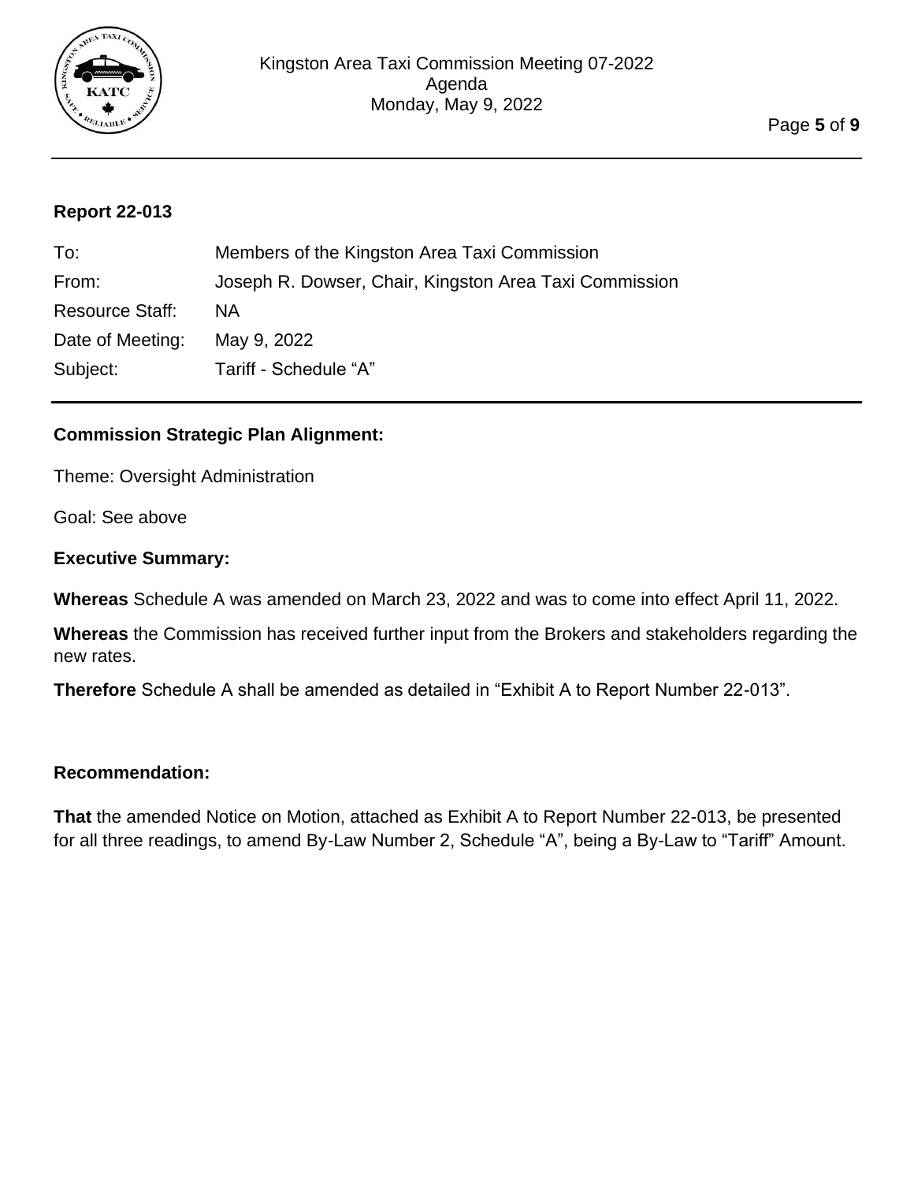## Report 22-013

| | |
|---|---|
| To: | Members of the Kingston Area Taxi Commission |
| From: | Joseph R. Dowser, Chair, Kingston Area Taxi Commission |
| Resource Staff: | NA |
| Date of Meeting: | May 9, 2022 |
| Subject: | Tariff - Schedule “A” |

### Commission Strategic Plan Alignment:

Theme: Oversight Administration

Goal: See above

### Executive Summary:

**Whereas** Schedule A was amended on March 23, 2022 and was to come into effect April 11, 2022.

**Whereas** the Commission has received further input from the Brokers and stakeholders regarding the new rates.

**Therefore** Schedule A shall be amended as detailed in “Exhibit A to Report Number 22-013”.

### Recommendation:

**That** the amended Notice on Motion, attached as Exhibit A to Report Number 22-013, be presented for all three readings, to amend By-Law Number 2, Schedule “A”, being a By-Law to “Tariff” Amount.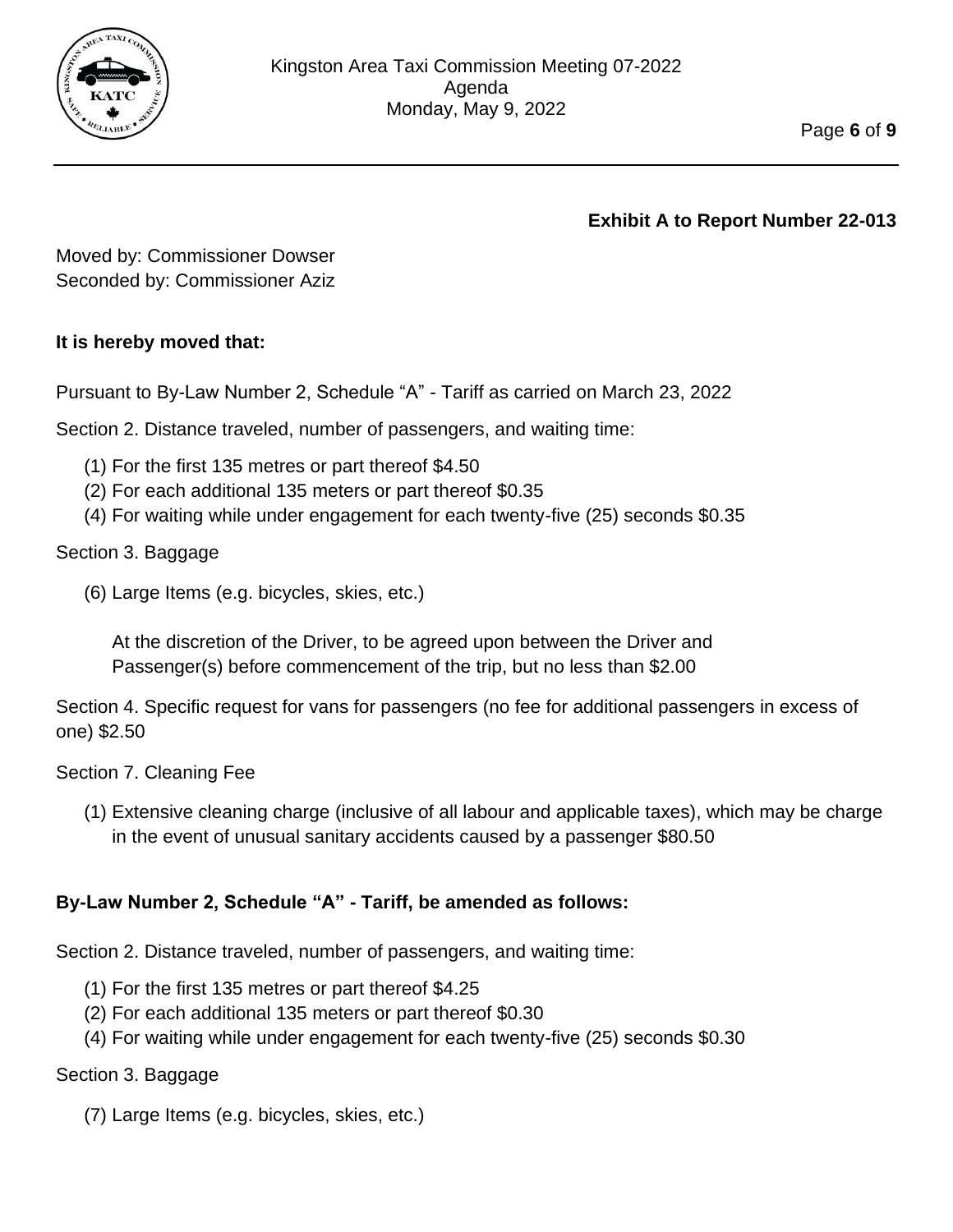**Exhibit A to Report Number 22-013**

Moved by: Commissioner Dowser
Seconded by: Commissioner Aziz

**It is hereby moved that:**

Pursuant to By-Law Number 2, Schedule "A" - Tariff as carried on March 23, 2022

Section 2. Distance traveled, number of passengers, and waiting time:

(1) For the first 135 metres or part thereof $4.50
(2) For each additional 135 meters or part thereof $0.35
(4) For waiting while under engagement for each twenty-five (25) seconds $0.35

Section 3. Baggage

(6) Large Items (e.g. bicycles, skies, etc.)

At the discretion of the Driver, to be agreed upon between the Driver and Passenger(s) before commencement of the trip, but no less than $2.00

Section 4. Specific request for vans for passengers (no fee for additional passengers in excess of one) $2.50

Section 7. Cleaning Fee

(1) Extensive cleaning charge (inclusive of all labour and applicable taxes), which may be charge in the event of unusual sanitary accidents caused by a passenger $80.50

**By-Law Number 2, Schedule "A" - Tariff, be amended as follows:**

Section 2. Distance traveled, number of passengers, and waiting time:

(1) For the first 135 metres or part thereof $4.25
(2) For each additional 135 meters or part thereof $0.30
(4) For waiting while under engagement for each twenty-five (25) seconds $0.30

Section 3. Baggage

(7) Large Items (e.g. bicycles, skies, etc.)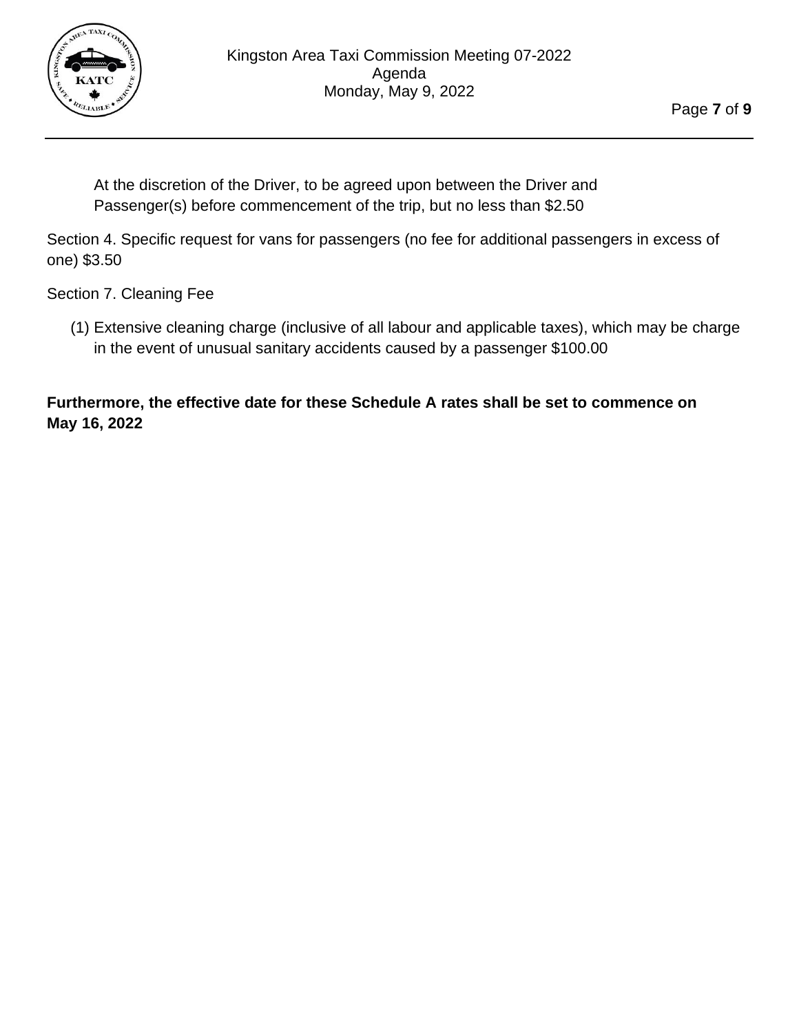At the discretion of the Driver, to be agreed upon between the Driver and Passenger(s) before commencement of the trip, but no less than $2.50

Section 4. Specific request for vans for passengers (no fee for additional passengers in excess of one) $3.50

Section 7. Cleaning Fee

(1) Extensive cleaning charge (inclusive of all labour and applicable taxes), which may be charge in the event of unusual sanitary accidents caused by a passenger $100.00

**Furthermore, the effective date for these Schedule A rates shall be set to commence on May 16, 2022**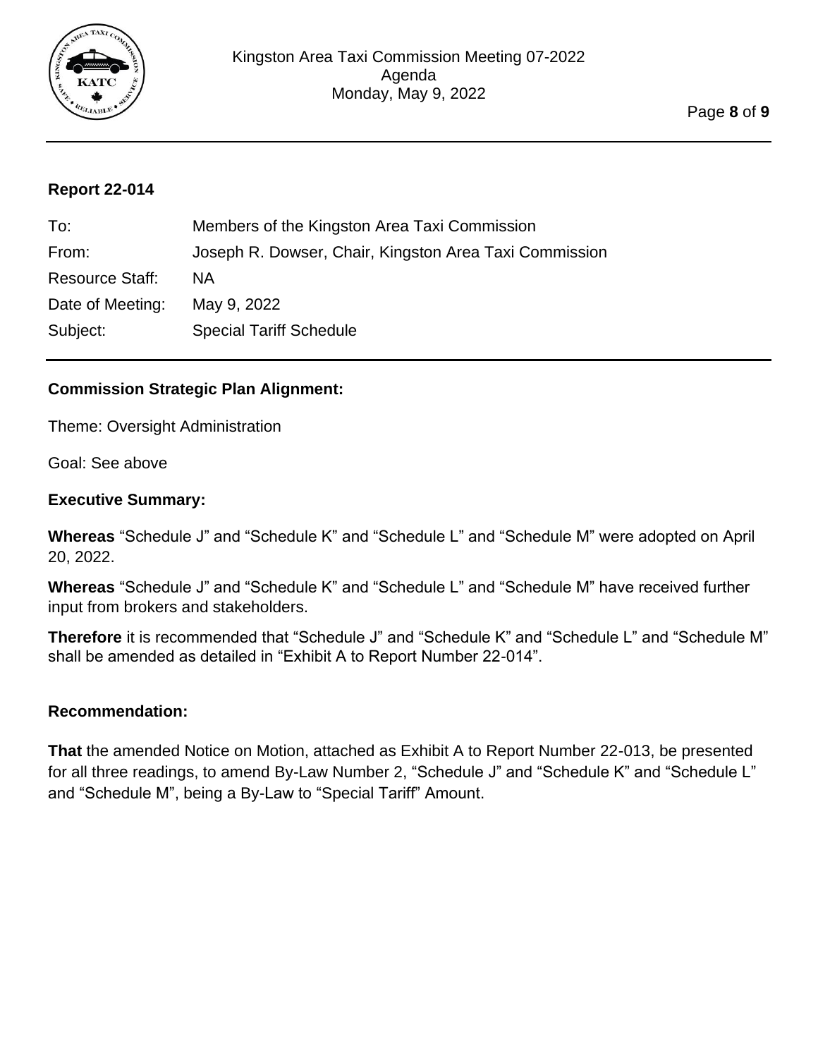## Report 22-014

| | |
|---|---|
| To: | Members of the Kingston Area Taxi Commission |
| From: | Joseph R. Dowser, Chair, Kingston Area Taxi Commission |
| Resource Staff: | NA |
| Date of Meeting: | May 9, 2022 |
| Subject: | Special Tariff Schedule |

### Commission Strategic Plan Alignment:

Theme: Oversight Administration

Goal: See above

### Executive Summary:

**Whereas** "Schedule J" and "Schedule K" and "Schedule L" and "Schedule M" were adopted on April 20, 2022.

**Whereas** "Schedule J" and "Schedule K" and "Schedule L" and "Schedule M" have received further input from brokers and stakeholders.

**Therefore** it is recommended that "Schedule J" and "Schedule K" and "Schedule L" and "Schedule M" shall be amended as detailed in "Exhibit A to Report Number 22-014".

### Recommendation:

**That** the amended Notice on Motion, attached as Exhibit A to Report Number 22-013, be presented for all three readings, to amend By-Law Number 2, "Schedule J" and "Schedule K" and "Schedule L" and "Schedule M", being a By-Law to "Special Tariff" Amount.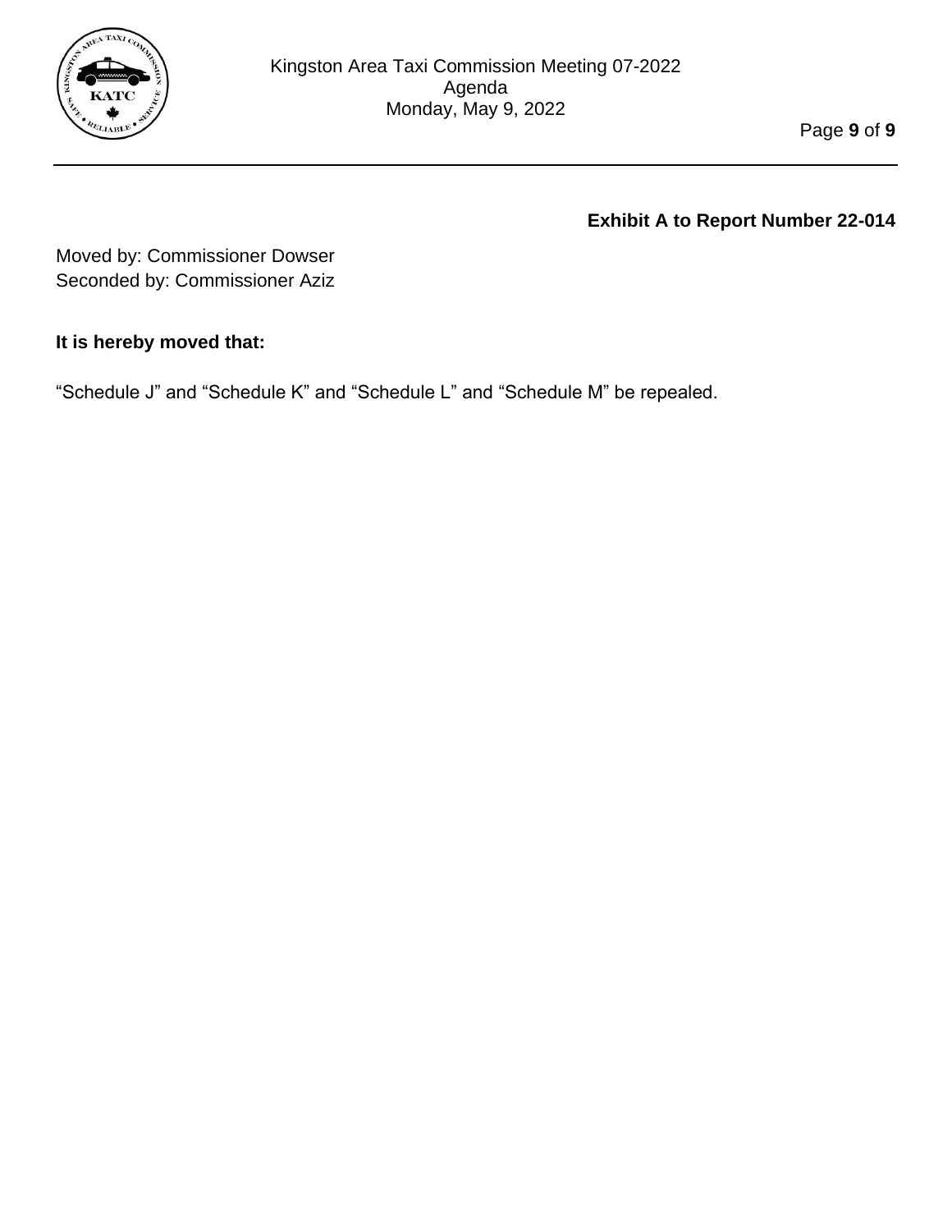**Exhibit A to Report Number 22-014**

Moved by: Commissioner Dowser
Seconded by: Commissioner Aziz

**It is hereby moved that:**

“Schedule J” and “Schedule K” and “Schedule L” and “Schedule M” be repealed.